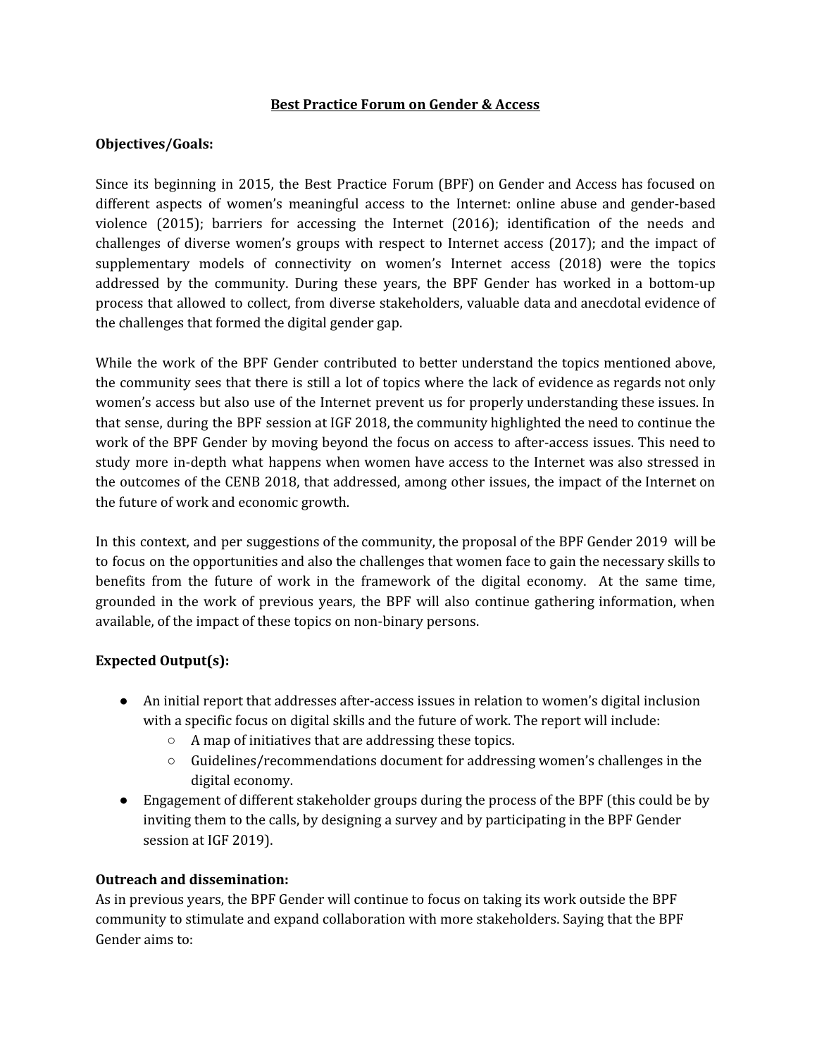# Best Practice Forum on Gender & Access

**Objectives/Goals:**

Since its beginning in 2015, the Best Practice Forum (BPF) on Gender and Access has focused on different aspects of women's meaningful access to the Internet: online abuse and gender-based violence (2015); barriers for accessing the Internet (2016); identification of the needs and challenges of diverse women's groups with respect to Internet access (2017); and the impact of supplementary models of connectivity on women's Internet access (2018) were the topics addressed by the community. During these years, the BPF Gender has worked in a bottom-up process that allowed to collect, from diverse stakeholders, valuable data and anecdotal evidence of the challenges that formed the digital gender gap.

While the work of the BPF Gender contributed to better understand the topics mentioned above, the community sees that there is still a lot of topics where the lack of evidence as regards not only women's access but also use of the Internet prevent us for properly understanding these issues. In that sense, during the BPF session at IGF 2018, the community highlighted the need to continue the work of the BPF Gender by moving beyond the focus on access to after-access issues. This need to study more in-depth what happens when women have access to the Internet was also stressed in the outcomes of the CENB 2018, that addressed, among other issues, the impact of the Internet on the future of work and economic growth.

In this context, and per suggestions of the community, the proposal of the BPF Gender 2019 will be to focus on the opportunities and also the challenges that women face to gain the necessary skills to benefits from the future of work in the framework of the digital economy. At the same time, grounded in the work of previous years, the BPF will also continue gathering information, when available, of the impact of these topics on non-binary persons.

**Expected Output(s):**

- An initial report that addresses after-access issues in relation to women's digital inclusion with a specific focus on digital skills and the future of work. The report will include:
  - A map of initiatives that are addressing these topics.
  - Guidelines/recommendations document for addressing women's challenges in the digital economy.
- Engagement of different stakeholder groups during the process of the BPF (this could be by inviting them to the calls, by designing a survey and by participating in the BPF Gender session at IGF 2019).

**Outreach and dissemination:**

As in previous years, the BPF Gender will continue to focus on taking its work outside the BPF community to stimulate and expand collaboration with more stakeholders. Saying that the BPF Gender aims to: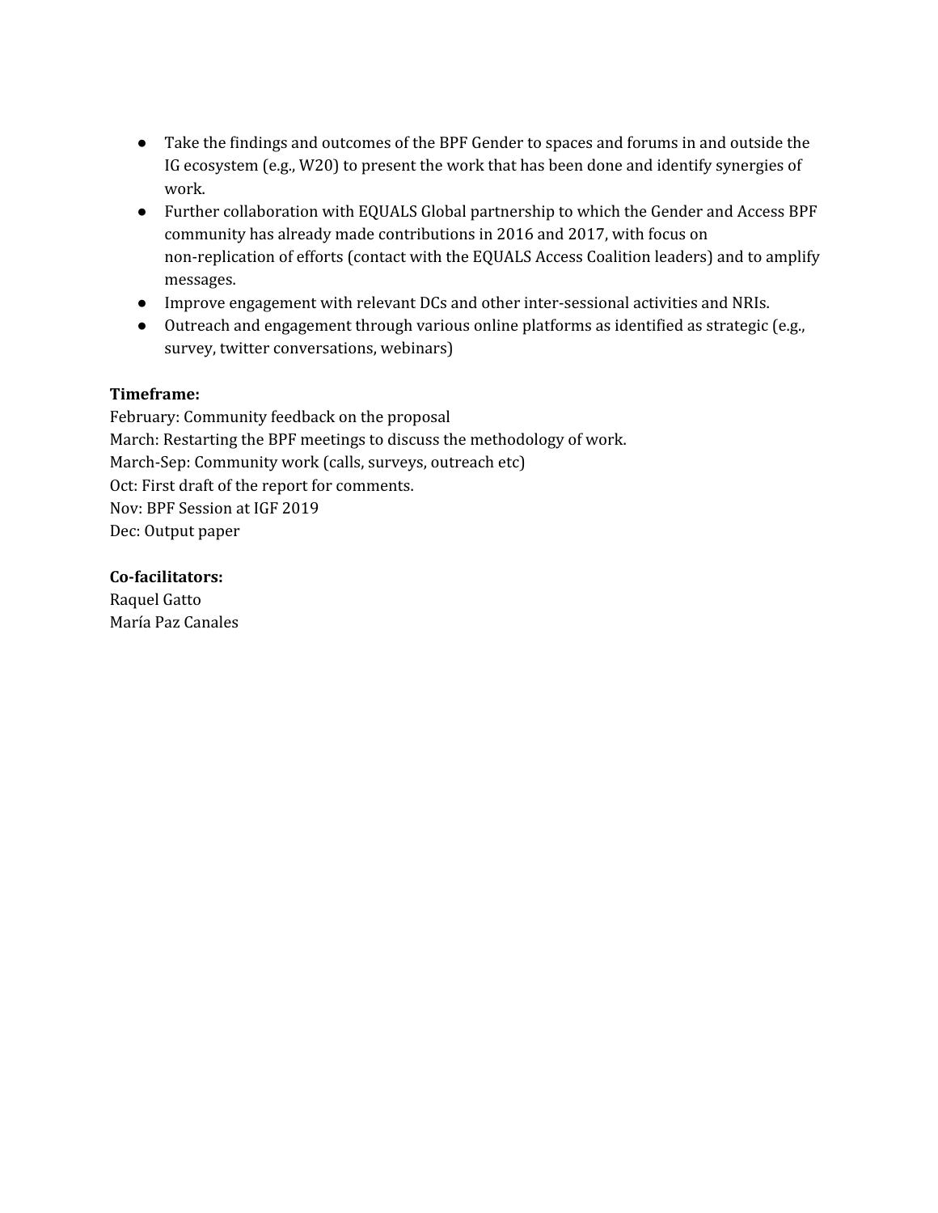- Take the findings and outcomes of the BPF Gender to spaces and forums in and outside the IG ecosystem (e.g., W20) to present the work that has been done and identify synergies of work.
- Further collaboration with EQUALS Global partnership to which the Gender and Access BPF community has already made contributions in 2016 and 2017, with focus on non-replication of efforts (contact with the EQUALS Access Coalition leaders) and to amplify messages.
- Improve engagement with relevant DCs and other inter-sessional activities and NRIs.
- Outreach and engagement through various online platforms as identified as strategic (e.g., survey, twitter conversations, webinars)

**Timeframe:**
February: Community feedback on the proposal
March: Restarting the BPF meetings to discuss the methodology of work.
March-Sep: Community work (calls, surveys, outreach etc)
Oct: First draft of the report for comments.
Nov: BPF Session at IGF 2019
Dec: Output paper

**Co-facilitators:**
Raquel Gatto
María Paz Canales